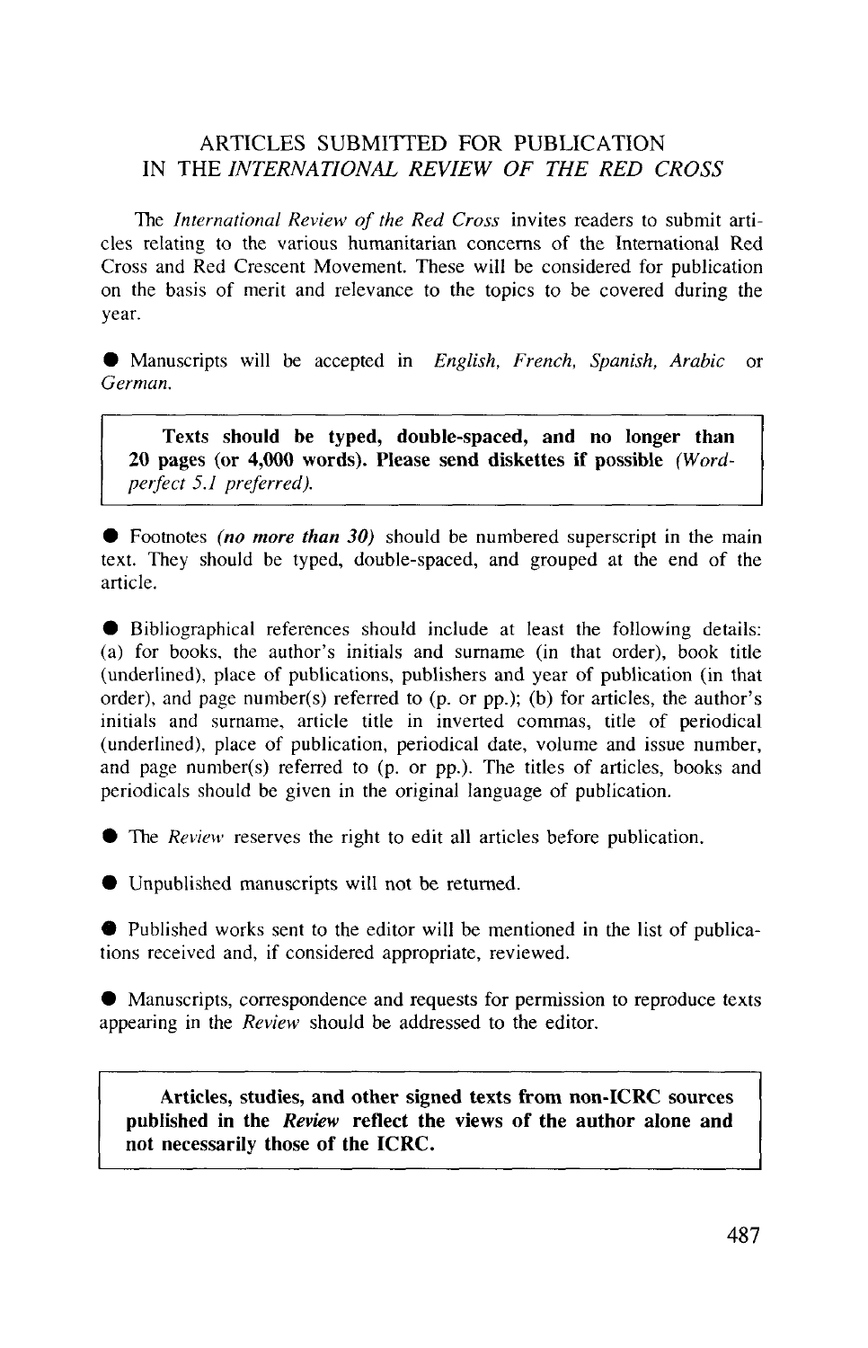# ARTICLES SUBMITTED FOR PUBLICATION IN THE *INTERNATIONAL REVIEW OF THE RED CROSS*

The *International Review of the Red Cross* invites readers to submit articles relating to the various humanitarian concerns of the International Red Cross and Red Crescent Movement. These will be considered for publication on the basis of merit and relevance to the topics to be covered during the year.

- Manuscripts will be accepted in *English, French, Spanish, Arabic* or *German.*

> **Texts should be typed, double-spaced, and no longer than 20 pages (or 4,000 words). Please send diskettes if possible** *(Wordperfect 5.1 preferred).*

- Footnotes ***(no more than 30)*** should be numbered superscript in the main text. They should be typed, double-spaced, and grouped at the end of the article.

- Bibliographical references should include at least the following details: (a) for books, the author's initials and surname (in that order), book title (underlined), place of publications, publishers and year of publication (in that order), and page number(s) referred to (p. or pp.); (b) for articles, the author's initials and surname, article title in inverted commas, title of periodical (underlined), place of publication, periodical date, volume and issue number, and page number(s) referred to (p. or pp.). The titles of articles, books and periodicals should be given in the original language of publication.

- The *Review* reserves the right to edit all articles before publication.

- Unpublished manuscripts will not be returned.

- Published works sent to the editor will be mentioned in the list of publications received and, if considered appropriate, reviewed.

- Manuscripts, correspondence and requests for permission to reproduce texts appearing in the *Review* should be addressed to the editor.

> **Articles, studies, and other signed texts from non-ICRC sources published in the *Review* reflect the views of the author alone and not necessarily those of the ICRC.**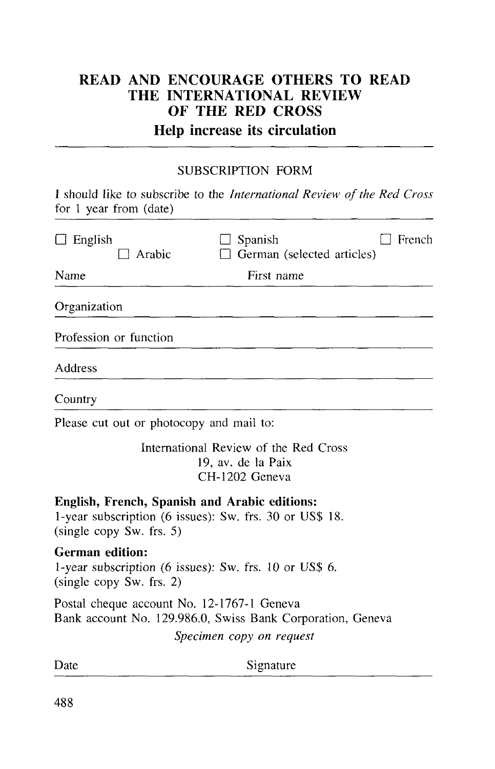# READ AND ENCOURAGE OTHERS TO READ THE INTERNATIONAL REVIEW OF THE RED CROSS

## Help increase its circulation

---

SUBSCRIPTION FORM

I should like to subscribe to the *International Review of the Red Cross* for 1 year from (date)

---

☐ English ☐ Arabic ☐ Spanish ☐ German (selected articles) ☐ French

Name First name

---

Organization

---

Profession or function

---

Address

---

Country

---

Please cut out or photocopy and mail to:

International Review of the Red Cross
19, av. de la Paix
CH-1202 Geneva

**English, French, Spanish and Arabic editions:**
1-year subscription (6 issues): Sw. frs. 30 or US$ 18.
(single copy Sw. frs. 5)

**German edition:**
1-year subscription (6 issues): Sw. frs. 10 or US$ 6.
(single copy Sw. frs. 2)

Postal cheque account No. 12-1767-1 Geneva
Bank account No. 129.986.0, Swiss Bank Corporation, Geneva

*Specimen copy on request*

Date Signature

---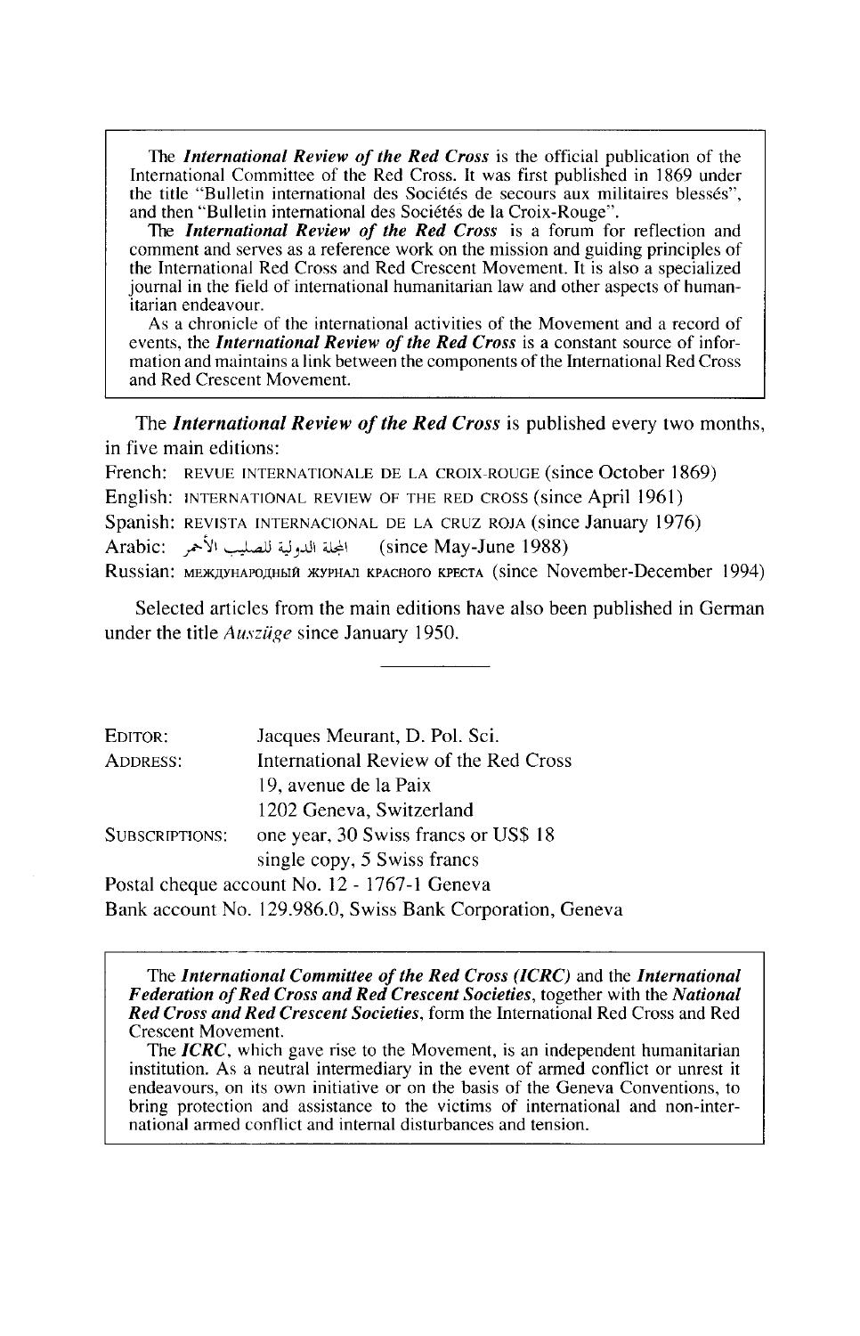The ***International Review of the Red Cross*** is the official publication of the International Committee of the Red Cross. It was first published in 1869 under the title "Bulletin international des Sociétés de secours aux militaires blessés", and then "Bulletin international des Sociétés de la Croix-Rouge".

The ***International Review of the Red Cross*** is a forum for reflection and comment and serves as a reference work on the mission and guiding principles of the International Red Cross and Red Crescent Movement. It is also a specialized journal in the field of international humanitarian law and other aspects of humanitarian endeavour.

As a chronicle of the international activities of the Movement and a record of events, the ***International Review of the Red Cross*** is a constant source of information and maintains a link between the components of the International Red Cross and Red Crescent Movement.

The ***International Review of the Red Cross*** is published every two months, in five main editions:

French: REVUE INTERNATIONALE DE LA CROIX-ROUGE (since October 1869)
English: INTERNATIONAL REVIEW OF THE RED CROSS (since April 1961)
Spanish: REVISTA INTERNACIONAL DE LA CRUZ ROJA (since January 1976)
Arabic: المجلة الدولية للصليب الأحمر (since May-June 1988)
Russian: МЕЖДУНАРОДНЫЙ ЖУРНАЛ КРАСНОГО КРЕСТА (since November-December 1994)

Selected articles from the main editions have also been published in German under the title *Auszüge* since January 1950.

EDITOR: Jacques Meurant, D. Pol. Sci.
ADDRESS: International Review of the Red Cross
19, avenue de la Paix
1202 Geneva, Switzerland
SUBSCRIPTIONS: one year, 30 Swiss francs or US$ 18
single copy, 5 Swiss francs
Postal cheque account No. 12 - 1767-1 Geneva
Bank account No. 129.986.0, Swiss Bank Corporation, Geneva

The ***International Committee of the Red Cross (ICRC)*** and the ***International Federation of Red Cross and Red Crescent Societies***, together with the ***National Red Cross and Red Crescent Societies***, form the International Red Cross and Red Crescent Movement.

The ***ICRC***, which gave rise to the Movement, is an independent humanitarian institution. As a neutral intermediary in the event of armed conflict or unrest it endeavours, on its own initiative or on the basis of the Geneva Conventions, to bring protection and assistance to the victims of international and non-international armed conflict and internal disturbances and tension.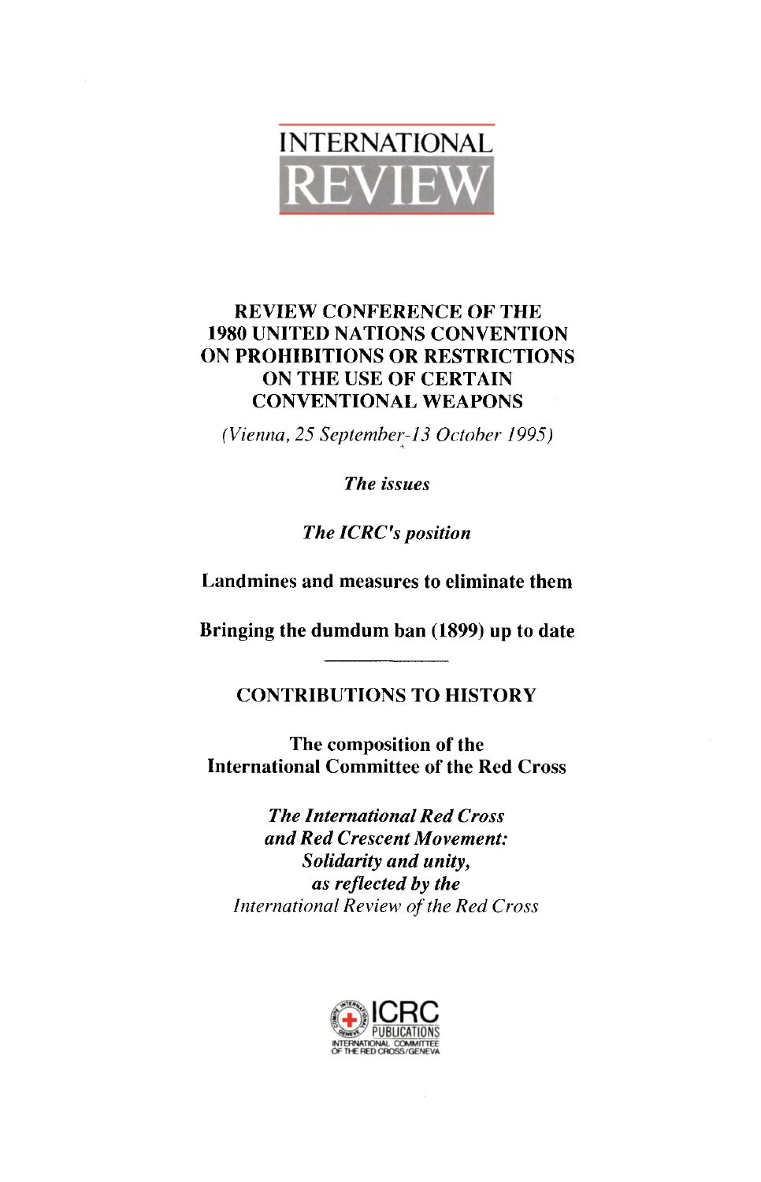# INTERNATIONAL REVIEW

## REVIEW CONFERENCE OF THE 1980 UNITED NATIONS CONVENTION ON PROHIBITIONS OR RESTRICTIONS ON THE USE OF CERTAIN CONVENTIONAL WEAPONS

*(Vienna, 25 September-13 October 1995)*

***The issues***

***The ICRC's position***

**Landmines and measures to eliminate them**

**Bringing the dumdum ban (1899) up to date**

---

## CONTRIBUTIONS TO HISTORY

**The composition of the International Committee of the Red Cross**

***The International Red Cross and Red Crescent Movement: Solidarity and unity, as reflected by the*** *International Review of the Red Cross*

ICRC PUBLICATIONS
INTERNATIONAL COMMITTEE OF THE RED CROSS/GENEVA